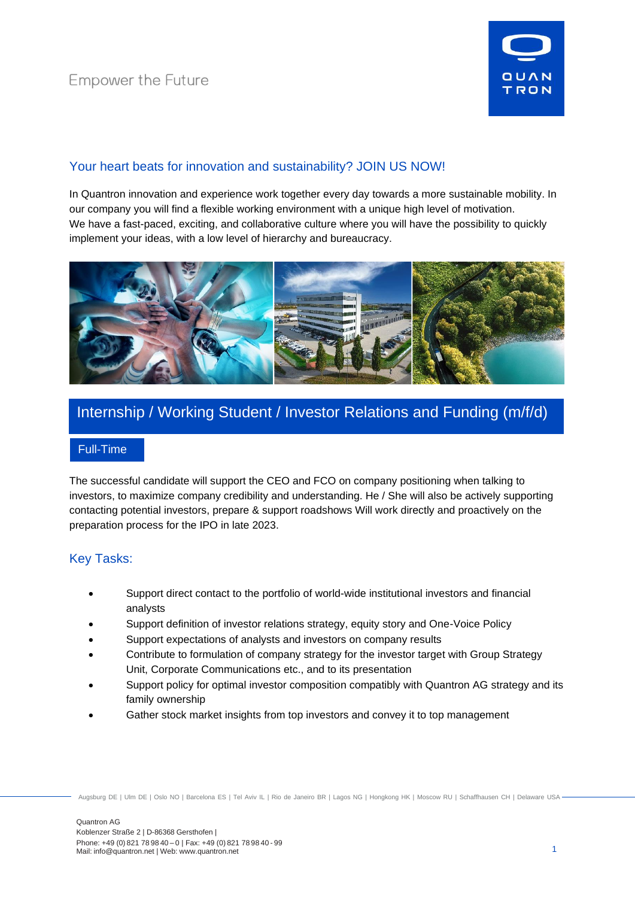Empower the Future

## Your heart beats for innovation and sustainability? JOIN US NOW!

In Quantron innovation and experience work together every day towards a more sustainable mobility. In our company you will find a flexible working environment with a unique high level of motivation.
We have a fast-paced, exciting, and collaborative culture where you will have the possibility to quickly implement your ideas, with a low level of hierarchy and bureaucracy.

# Internship / Working Student / Investor Relations and Funding (m/f/d)

**Full-Time**

The successful candidate will support the CEO and FCO on company positioning when talking to investors, to maximize company credibility and understanding. He / She will also be actively supporting contacting potential investors, prepare & support roadshows Will work directly and proactively on the preparation process for the IPO in late 2023.

## Key Tasks:

- Support direct contact to the portfolio of world-wide institutional investors and financial analysts
- Support definition of investor relations strategy, equity story and One-Voice Policy
- Support expectations of analysts and investors on company results
- Contribute to formulation of company strategy for the investor target with Group Strategy Unit, Corporate Communications etc., and to its presentation
- Support policy for optimal investor composition compatibly with Quantron AG strategy and its family ownership
- Gather stock market insights from top investors and convey it to top management

Augsburg DE | Ulm DE | Oslo NO | Barcelona ES | Tel Aviv IL | Rio de Janeiro BR | Lagos NG | Hongkong HK | Moscow RU | Schaffhausen CH | Delaware USA

Quantron AG
Koblenzer Straße 2 | D-86368 Gersthofen |
Phone: +49 (0) 821 78 98 40 – 0 | Fax: +49 (0) 821 78 98 40 - 99
Mail: info@quantron.net | Web: www.quantron.net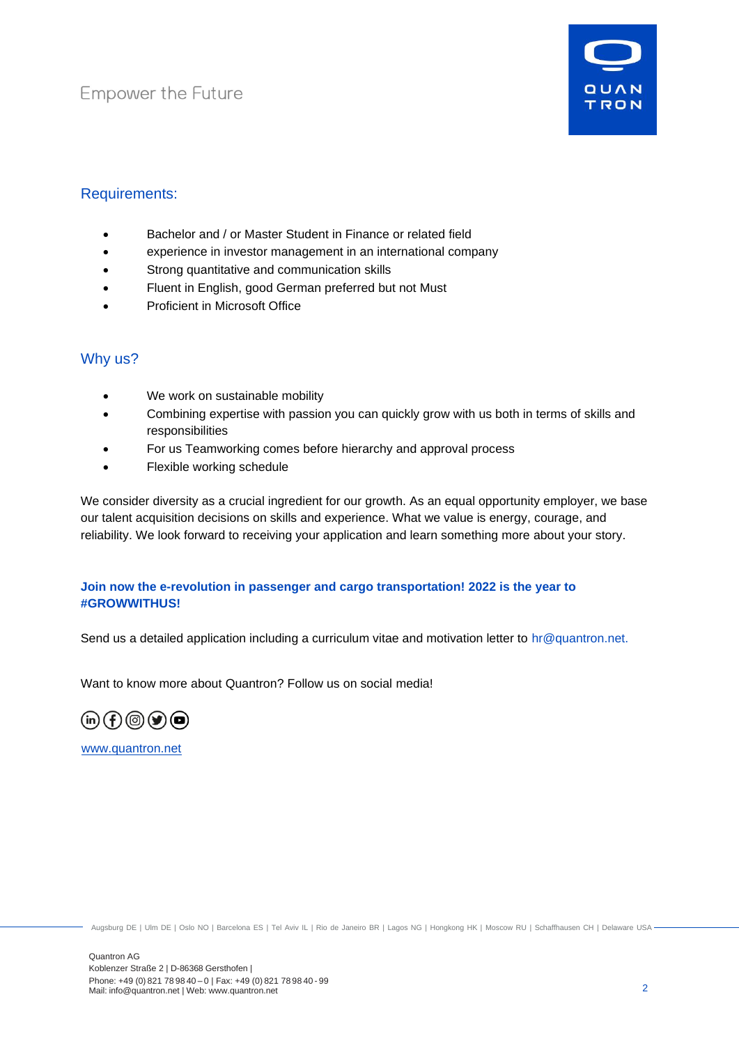## Requirements:

- Bachelor and / or Master Student in Finance or related field
- experience in investor management in an international company
- Strong quantitative and communication skills
- Fluent in English, good German preferred but not Must
- Proficient in Microsoft Office

## Why us?

- We work on sustainable mobility
- Combining expertise with passion you can quickly grow with us both in terms of skills and responsibilities
- For us Teamworking comes before hierarchy and approval process
- Flexible working schedule

We consider diversity as a crucial ingredient for our growth. As an equal opportunity employer, we base our talent acquisition decisions on skills and experience. What we value is energy, courage, and reliability. We look forward to receiving your application and learn something more about your story.

**Join now the e-revolution in passenger and cargo transportation! 2022 is the year to #GROWWITHUS!**

Send us a detailed application including a curriculum vitae and motivation letter to hr@quantron.net.

Want to know more about Quantron? Follow us on social media!

www.quantron.net

Augsburg DE | Ulm DE | Oslo NO | Barcelona ES | Tel Aviv IL | Rio de Janeiro BR | Lagos NG | Hongkong HK | Moscow RU | Schaffhausen CH | Delaware USA

Quantron AG
Koblenzer Straße 2 | D-86368 Gersthofen |
Phone: +49 (0) 821 78 98 40 – 0 | Fax: +49 (0) 821 78 98 40 - 99
Mail: info@quantron.net | Web: www.quantron.net